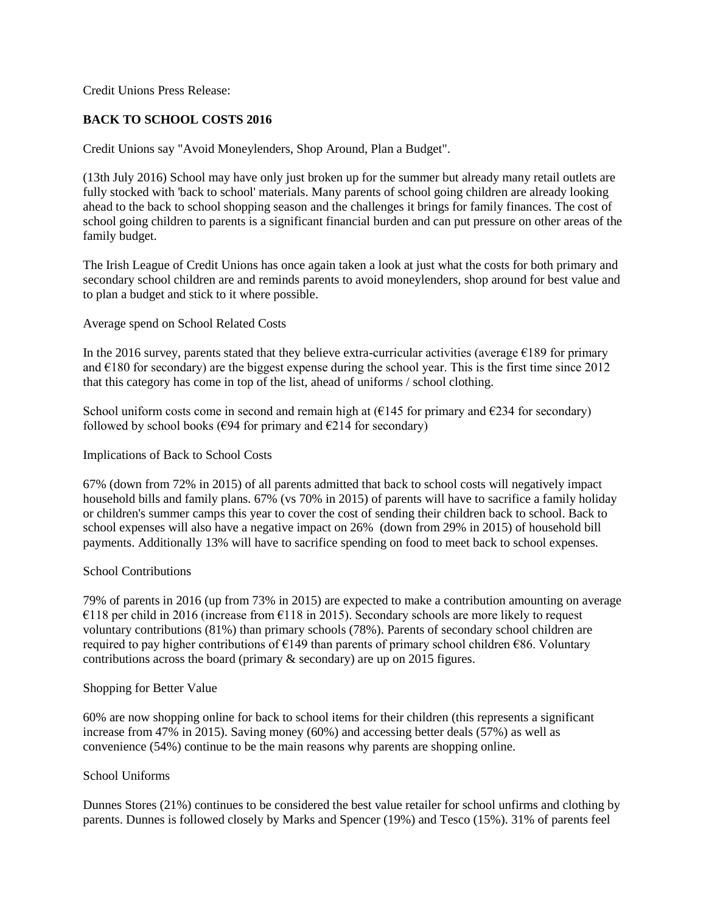Credit Unions Press Release:

**BACK TO SCHOOL COSTS 2016**

Credit Unions say "Avoid Moneylenders, Shop Around, Plan a Budget".

(13th July 2016) School may have only just broken up for the summer but already many retail outlets are fully stocked with 'back to school' materials. Many parents of school going children are already looking ahead to the back to school shopping season and the challenges it brings for family finances. The cost of school going children to parents is a significant financial burden and can put pressure on other areas of the family budget.

The Irish League of Credit Unions has once again taken a look at just what the costs for both primary and secondary school children are and reminds parents to avoid moneylenders, shop around for best value and to plan a budget and stick to it where possible.

Average spend on School Related Costs

In the 2016 survey, parents stated that they believe extra-curricular activities (average €189 for primary and €180 for secondary) are the biggest expense during the school year. This is the first time since 2012 that this category has come in top of the list, ahead of uniforms / school clothing.

School uniform costs come in second and remain high at (€145 for primary and €234 for secondary) followed by school books (€94 for primary and €214 for secondary)

Implications of Back to School Costs

67% (down from 72% in 2015) of all parents admitted that back to school costs will negatively impact household bills and family plans. 67% (vs 70% in 2015) of parents will have to sacrifice a family holiday or children's summer camps this year to cover the cost of sending their children back to school. Back to school expenses will also have a negative impact on 26% (down from 29% in 2015) of household bill payments. Additionally 13% will have to sacrifice spending on food to meet back to school expenses.

School Contributions

79% of parents in 2016 (up from 73% in 2015) are expected to make a contribution amounting on average €118 per child in 2016 (increase from €118 in 2015). Secondary schools are more likely to request voluntary contributions (81%) than primary schools (78%). Parents of secondary school children are required to pay higher contributions of €149 than parents of primary school children €86. Voluntary contributions across the board (primary & secondary) are up on 2015 figures.

Shopping for Better Value

60% are now shopping online for back to school items for their children (this represents a significant increase from 47% in 2015). Saving money (60%) and accessing better deals (57%) as well as convenience (54%) continue to be the main reasons why parents are shopping online.

School Uniforms

Dunnes Stores (21%) continues to be considered the best value retailer for school unfirms and clothing by parents. Dunnes is followed closely by Marks and Spencer (19%) and Tesco (15%). 31% of parents feel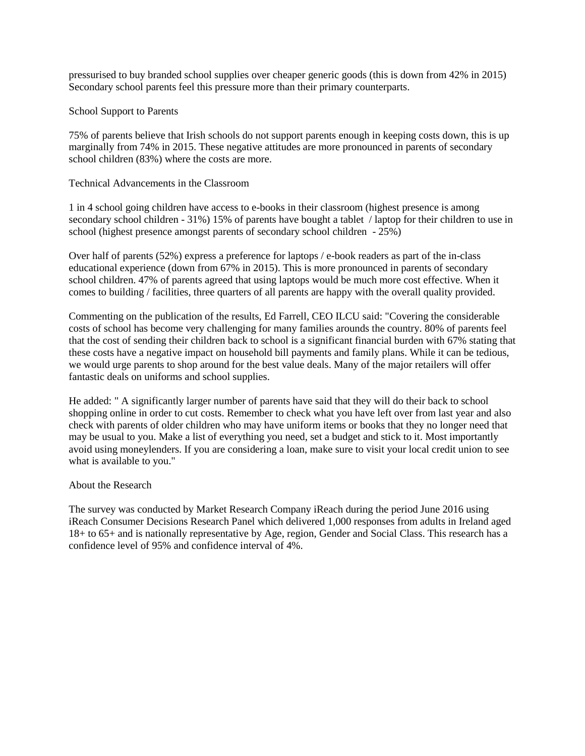pressurised to buy branded school supplies over cheaper generic goods (this is down from 42% in 2015) Secondary school parents feel this pressure more than their primary counterparts.

## School Support to Parents

75% of parents believe that Irish schools do not support parents enough in keeping costs down, this is up marginally from 74% in 2015. These negative attitudes are more pronounced in parents of secondary school children (83%) where the costs are more.

## Technical Advancements in the Classroom

1 in 4 school going children have access to e-books in their classroom (highest presence is among secondary school children - 31%) 15% of parents have bought a tablet / laptop for their children to use in school (highest presence amongst parents of secondary school children - 25%)

Over half of parents (52%) express a preference for laptops / e-book readers as part of the in-class educational experience (down from 67% in 2015). This is more pronounced in parents of secondary school children. 47% of parents agreed that using laptops would be much more cost effective. When it comes to building / facilities, three quarters of all parents are happy with the overall quality provided.

Commenting on the publication of the results, Ed Farrell, CEO ILCU said: "Covering the considerable costs of school has become very challenging for many families arounds the country. 80% of parents feel that the cost of sending their children back to school is a significant financial burden with 67% stating that these costs have a negative impact on household bill payments and family plans. While it can be tedious, we would urge parents to shop around for the best value deals. Many of the major retailers will offer fantastic deals on uniforms and school supplies.

He added: " A significantly larger number of parents have said that they will do their back to school shopping online in order to cut costs. Remember to check what you have left over from last year and also check with parents of older children who may have uniform items or books that they no longer need that may be usual to you. Make a list of everything you need, set a budget and stick to it. Most importantly avoid using moneylenders. If you are considering a loan, make sure to visit your local credit union to see what is available to you."

## About the Research

The survey was conducted by Market Research Company iReach during the period June 2016 using iReach Consumer Decisions Research Panel which delivered 1,000 responses from adults in Ireland aged 18+ to 65+ and is nationally representative by Age, region, Gender and Social Class. This research has a confidence level of 95% and confidence interval of 4%.